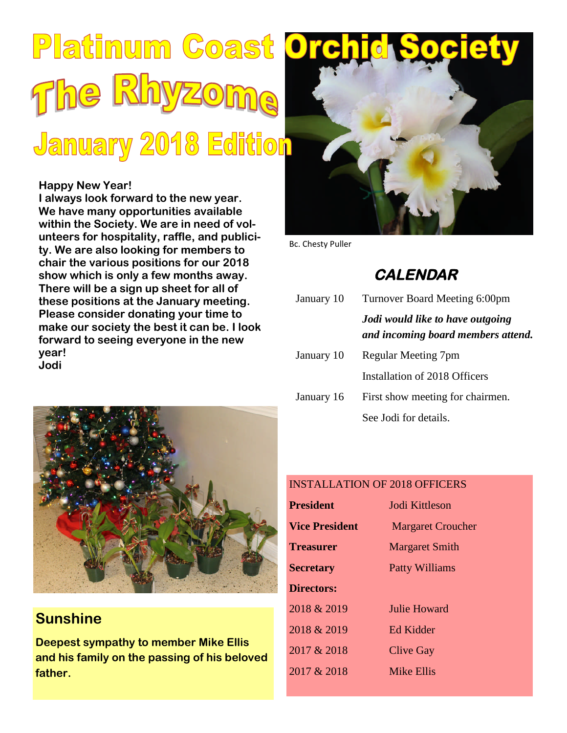# Platinum Coast Orchid Society

# The Rhyzome

## January 2018 Edition

**Happy New Year!**
**I always look forward to the new year. We have many opportunities available within the Society. We are in need of volunteers for hospitality, raffle, and publicity. We are also looking for members to chair the various positions for our 2018 show which is only a few months away. There will be a sign up sheet for all of these positions at the January meeting. Please consider donating your time to make our society the best it can be. I look forward to seeing everyone in the new year!**
**Jodi**

Bc. Chesty Puller

## CALENDAR

| | |
|---|---|
| January 10 | Turnover Board Meeting 6:00pm |
| | ***Jodi would like to have outgoing and incoming board members attend.*** |
| January 10 | Regular Meeting 7pm |
| | Installation of 2018 Officers |
| January 16 | First show meeting for chairmen. |
| | See Jodi for details. |

## Sunshine

**Deepest sympathy to member Mike Ellis and his family on the passing of his beloved father.**

INSTALLATION OF 2018 OFFICERS

| | |
|---|---|
| **President** | Jodi Kittleson |
| **Vice President** | Margaret Croucher |
| **Treasurer** | Margaret Smith |
| **Secretary** | Patty Williams |
| **Directors:** | |
| 2018 & 2019 | Julie Howard |
| 2018 & 2019 | Ed Kidder |
| 2017 & 2018 | Clive Gay |
| 2017 & 2018 | Mike Ellis |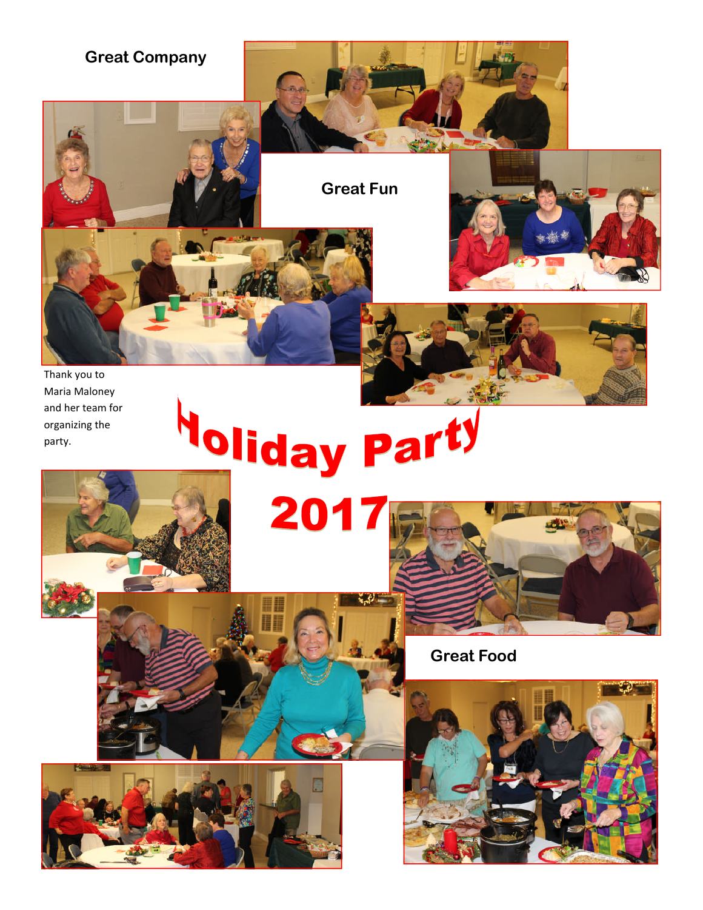**Great Company**

**Great Fun**

Thank you to Maria Maloney and her team for organizing the party.

# Holiday Party 2017

**Great Food**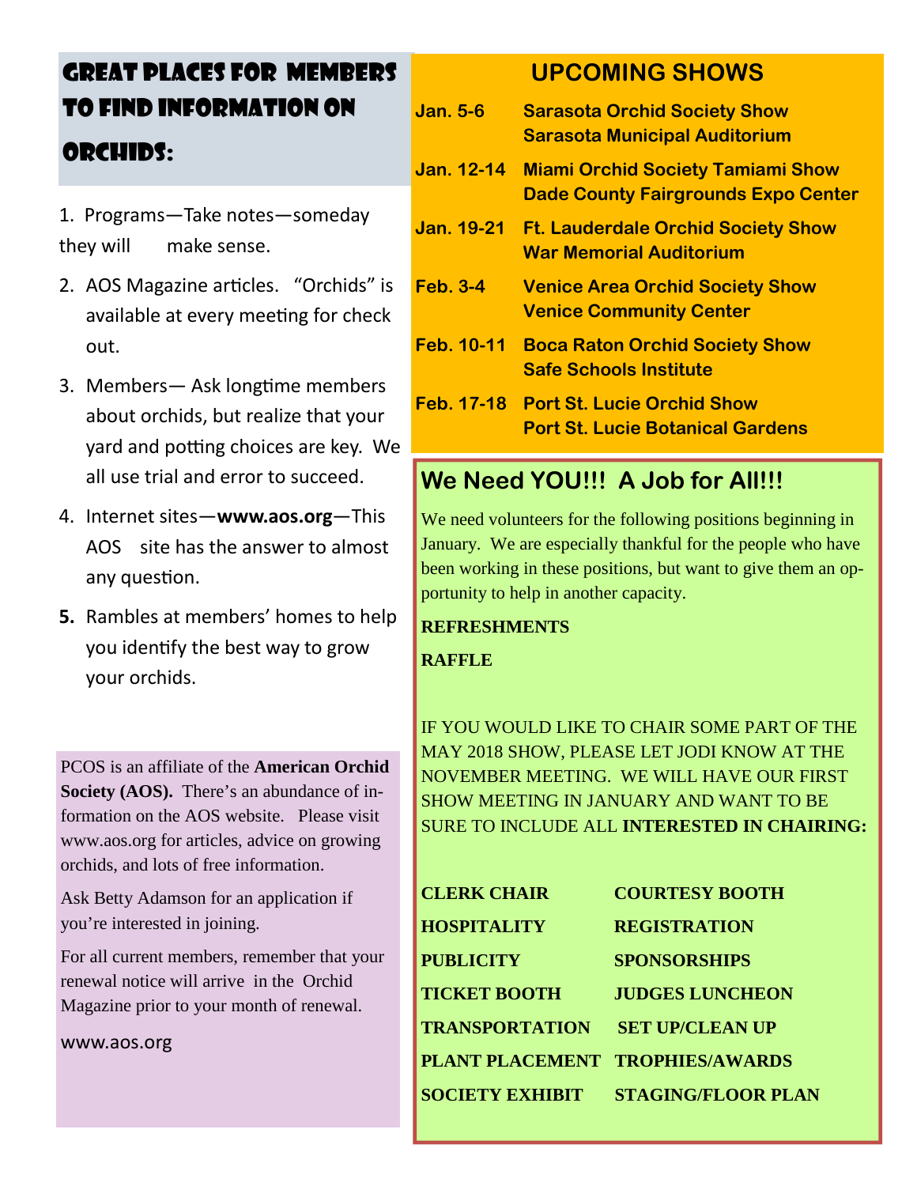## Great Places for Members to Find Information on Orchids:

1. Programs—Take notes—someday they will make sense.
2. AOS Magazine articles. "Orchids" is available at every meeting for check out.
3. Members— Ask longtime members about orchids, but realize that your yard and potting choices are key. We all use trial and error to succeed.
4. Internet sites—**www.aos.org**—This AOS site has the answer to almost any question.
5. Rambles at members' homes to help you identify the best way to grow your orchids.

PCOS is an affiliate of the **American Orchid Society (AOS).** There's an abundance of information on the AOS website. Please visit www.aos.org for articles, advice on growing orchids, and lots of free information.

Ask Betty Adamson for an application if you're interested in joining.

For all current members, remember that your renewal notice will arrive in the Orchid Magazine prior to your month of renewal.

www.aos.org

## UPCOMING SHOWS

| | |
|---|---|
| **Jan. 5-6** | **Sarasota Orchid Society Show**<br>**Sarasota Municipal Auditorium** |
| **Jan. 12-14** | **Miami Orchid Society Tamiami Show**<br>**Dade County Fairgrounds Expo Center** |
| **Jan. 19-21** | **Ft. Lauderdale Orchid Society Show**<br>**War Memorial Auditorium** |
| **Feb. 3-4** | **Venice Area Orchid Society Show**<br>**Venice Community Center** |
| **Feb. 10-11** | **Boca Raton Orchid Society Show**<br>**Safe Schools Institute** |
| **Feb. 17-18** | **Port St. Lucie Orchid Show**<br>**Port St. Lucie Botanical Gardens** |

## We Need YOU!!! A Job for All!!!

We need volunteers for the following positions beginning in January. We are especially thankful for the people who have been working in these positions, but want to give them an opportunity to help in another capacity.

**REFRESHMENTS**

**RAFFLE**

IF YOU WOULD LIKE TO CHAIR SOME PART OF THE MAY 2018 SHOW, PLEASE LET JODI KNOW AT THE NOVEMBER MEETING. WE WILL HAVE OUR FIRST SHOW MEETING IN JANUARY AND WANT TO BE SURE TO INCLUDE ALL **INTERESTED IN CHAIRING:**

| | |
|---|---|
| **CLERK CHAIR** | **COURTESY BOOTH** |
| **HOSPITALITY** | **REGISTRATION** |
| **PUBLICITY** | **SPONSORSHIPS** |
| **TICKET BOOTH** | **JUDGES LUNCHEON** |
| **TRANSPORTATION** | **SET UP/CLEAN UP** |
| **PLANT PLACEMENT** | **TROPHIES/AWARDS** |
| **SOCIETY EXHIBIT** | **STAGING/FLOOR PLAN** |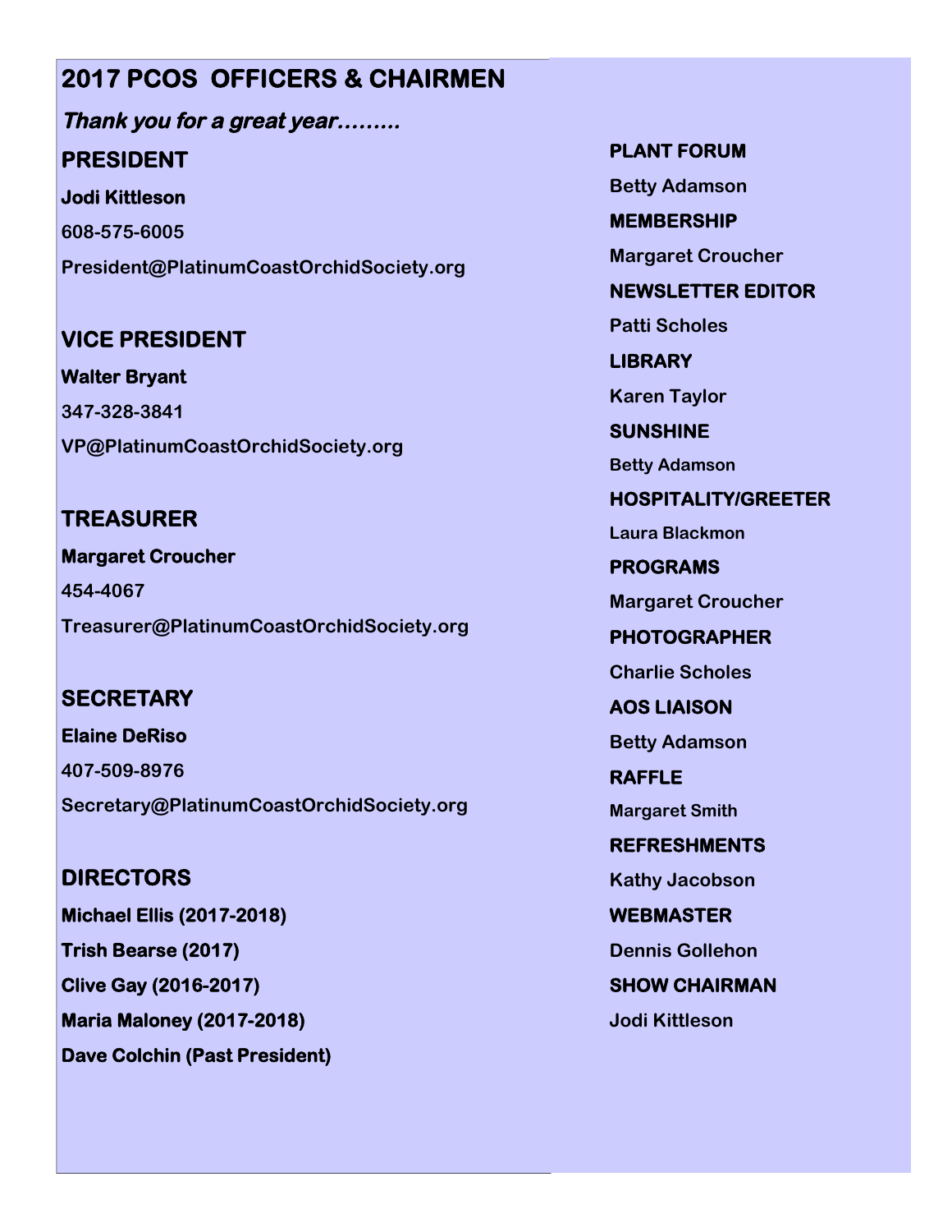## 2017 PCOS OFFICERS & CHAIRMEN

***Thank you for a great year………***

### PRESIDENT

**Jodi Kittleson**

**608-575-6005**

**President@PlatinumCoastOrchidSociety.org**

### VICE PRESIDENT

**Walter Bryant**

**347-328-3841**

**VP@PlatinumCoastOrchidSociety.org**

### TREASURER

**Margaret Croucher**

**454-4067**

**Treasurer@PlatinumCoastOrchidSociety.org**

### SECRETARY

**Elaine DeRiso**

**407-509-8976**

**Secretary@PlatinumCoastOrchidSociety.org**

### DIRECTORS

**Michael Ellis (2017-2018)**

**Trish Bearse (2017)**

**Clive Gay (2016-2017)**

**Maria Maloney (2017-2018)**

**Dave Colchin (Past President)**

**PLANT FORUM**

Betty Adamson

**MEMBERSHIP**

Margaret Croucher

**NEWSLETTER EDITOR**

Patti Scholes

**LIBRARY**

Karen Taylor

**SUNSHINE**

Betty Adamson

**HOSPITALITY/GREETER**

Laura Blackmon

**PROGRAMS**

Margaret Croucher

**PHOTOGRAPHER**

Charlie Scholes

**AOS LIAISON**

Betty Adamson

**RAFFLE**

Margaret Smith

**REFRESHMENTS**

Kathy Jacobson

**WEBMASTER**

Dennis Gollehon

**SHOW CHAIRMAN**

Jodi Kittleson